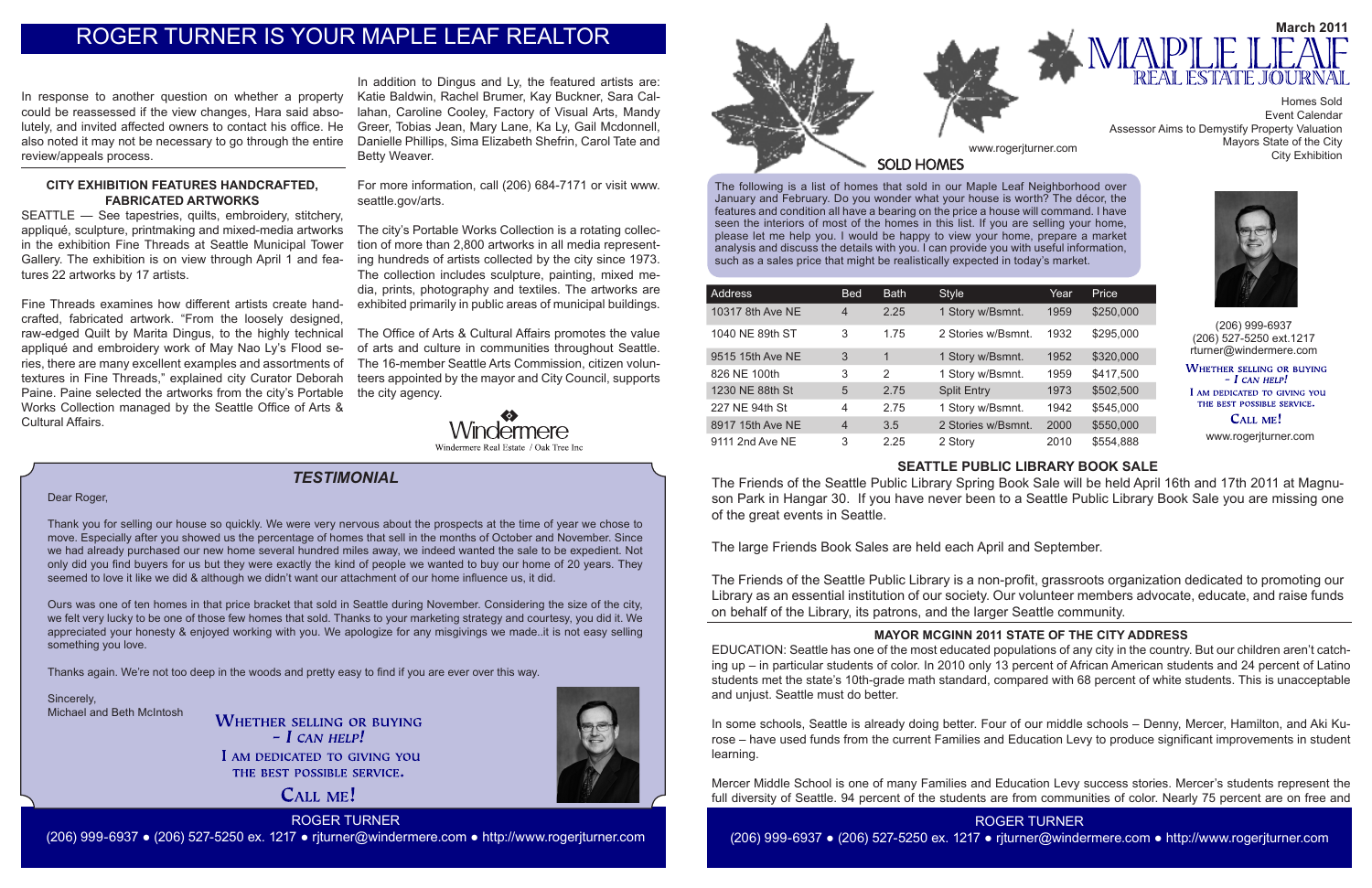# ROGER TURNER IS YOUR MAPLE LEAF REALTOR

In response to another question on whether a property could be reassessed if the view changes, Hara said absolutely, and invited affected owners to contact his office. He also noted it may not be necessary to go through the entire review/appeals process.

### CITY EXHIBITION FEATURES HANDCRAFTED, FABRICATED ARTWORKS

SEATTLE — See tapestries, quilts, embroidery, stitchery, appliqué, sculpture, printmaking and mixed-media artworks in the exhibition Fine Threads at Seattle Municipal Tower Gallery. The exhibition is on view through April 1 and features 22 artworks by 17 artists.

Fine Threads examines how different artists create handcrafted, fabricated artwork. "From the loosely designed, raw-edged Quilt by Marita Dingus, to the highly technical appliqué and embroidery work of May Nao Ly's Flood series, there are many excellent examples and assortments of textures in Fine Threads," explained city Curator Deborah Paine. Paine selected the artworks from the city's Portable Works Collection managed by the Seattle Office of Arts & Cultural Affairs.

In addition to Dingus and Ly, the featured artists are: Katie Baldwin, Rachel Brumer, Kay Buckner, Sara Callahan, Caroline Cooley, Factory of Visual Arts, Mandy Greer, Tobias Jean, Mary Lane, Ka Ly, Gail Mcdonnell, Danielle Phillips, Sima Elizabeth Shefrin, Carol Tate and Betty Weaver.

For more information, call (206) 684-7171 or visit www.seattle.gov/arts.

The city's Portable Works Collection is a rotating collection of more than 2,800 artworks in all media representing hundreds of artists collected by the city since 1973. The collection includes sculpture, painting, mixed media, prints, photography and textiles. The artworks are exhibited primarily in public areas of municipal buildings.

The Office of Arts & Cultural Affairs promotes the value of arts and culture in communities throughout Seattle. The 16-member Seattle Arts Commission, citizen volunteers appointed by the mayor and City Council, supports the city agency.

Windermere

Windermere Real Estate / Oak Tree Inc

## *TESTIMONIAL*

Dear Roger,

Thank you for selling our house so quickly. We were very nervous about the prospects at the time of year we chose to move. Especially after you showed us the percentage of homes that sell in the months of October and November. Since we had already purchased our new home several hundred miles away, we indeed wanted the sale to be expedient. Not only did you find buyers for us but they were exactly the kind of people we wanted to buy our home of 20 years. They seemed to love it like we did & although we didn't want our attachment of our home influence us, it did.

Ours was one of ten homes in that price bracket that sold in Seattle during November. Considering the size of the city, we felt very lucky to be one of those few homes that sold. Thanks to your marketing strategy and courtesy, you did it. We appreciated your honesty & enjoyed working with you. We apologize for any misgivings we made..it is not easy selling something you love.

Thanks again. We're not too deep in the woods and pretty easy to find if you are ever over this way.

Sincerely,
Michael and Beth McIntosh

WHETHER SELLING OR BUYING – *I CAN HELP!*
I AM DEDICATED TO GIVING YOU THE BEST POSSIBLE SERVICE.
CALL ME!

ROGER TURNER
(206) 999-6937 • (206) 527-5250 ex. 1217 • rjturner@windermere.com • http://www.rogerjturner.com

March 2011

# MAPLE LEAF REAL ESTATE JOURNAL

Homes Sold
Event Calendar
Assessor Aims to Demystify Property Valuation
Mayors State of the City
City Exhibition

www.rogerjturner.com

## SOLD HOMES

The following is a list of homes that sold in our Maple Leaf Neighborhood over January and February. Do you wonder what your house is worth? The décor, the features and condition all have a bearing on the price a house will command. I have seen the interiors of most of the homes in this list. If you are selling your home, please let me help you. I would be happy to view your home, prepare a market analysis and discuss the details with you. I can provide you with useful information, such as a sales price that might be realistically expected in today's market.

| Address | Bed | Bath | Style | Year | Price |
|---|---|---|---|---|---|
| 10317 8th Ave NE | 4 | 2.25 | 1 Story w/Bsmnt. | 1959 | $250,000 |
| 1040 NE 89th ST | 3 | 1.75 | 2 Stories w/Bsmnt. | 1932 | $295,000 |
| 9515 15th Ave NE | 3 | 1 | 1 Story w/Bsmnt. | 1952 | $320,000 |
| 826 NE 100th | 3 | 2 | 1 Story w/Bsmnt. | 1959 | $417,500 |
| 1230 NE 88th St | 5 | 2.75 | Split Entry | 1973 | $502,500 |
| 227 NE 94th St | 4 | 2.75 | 1 Story w/Bsmnt. | 1942 | $545,000 |
| 8917 15th Ave NE | 4 | 3.5 | 2 Stories w/Bsmnt. | 2000 | $550,000 |
| 9111 2nd Ave NE | 3 | 2.25 | 2 Story | 2010 | $554,888 |

(206) 999-6937
(206) 527-5250 ext.1217
rturner@windermere.com

WHETHER SELLING OR BUYING – *I CAN HELP!*
I AM DEDICATED TO GIVING YOU THE BEST POSSIBLE SERVICE.
CALL ME!

www.rogerjturner.com

### SEATTLE PUBLIC LIBRARY BOOK SALE

The Friends of the Seattle Public Library Spring Book Sale will be held April 16th and 17th 2011 at Magnuson Park in Hangar 30. If you have never been to a Seattle Public Library Book Sale you are missing one of the great events in Seattle.

The large Friends Book Sales are held each April and September.

The Friends of the Seattle Public Library is a non-profit, grassroots organization dedicated to promoting our Library as an essential institution of our society. Our volunteer members advocate, educate, and raise funds on behalf of the Library, its patrons, and the larger Seattle community.

### MAYOR MCGINN 2011 STATE OF THE CITY ADDRESS

EDUCATION: Seattle has one of the most educated populations of any city in the country. But our children aren't catching up – in particular students of color. In 2010 only 13 percent of African American students and 24 percent of Latino students met the state's 10th-grade math standard, compared with 68 percent of white students. This is unacceptable and unjust. Seattle must do better.

In some schools, Seattle is already doing better. Four of our middle schools – Denny, Mercer, Hamilton, and Aki Kurose – have used funds from the current Families and Education Levy to produce significant improvements in student learning.

Mercer Middle School is one of many Families and Education Levy success stories. Mercer's students represent the full diversity of Seattle. 94 percent of the students are from communities of color. Nearly 75 percent are on free and

ROGER TURNER
(206) 999-6937 • (206) 527-5250 ex. 1217 • rjturner@windermere.com • http://www.rogerjturner.com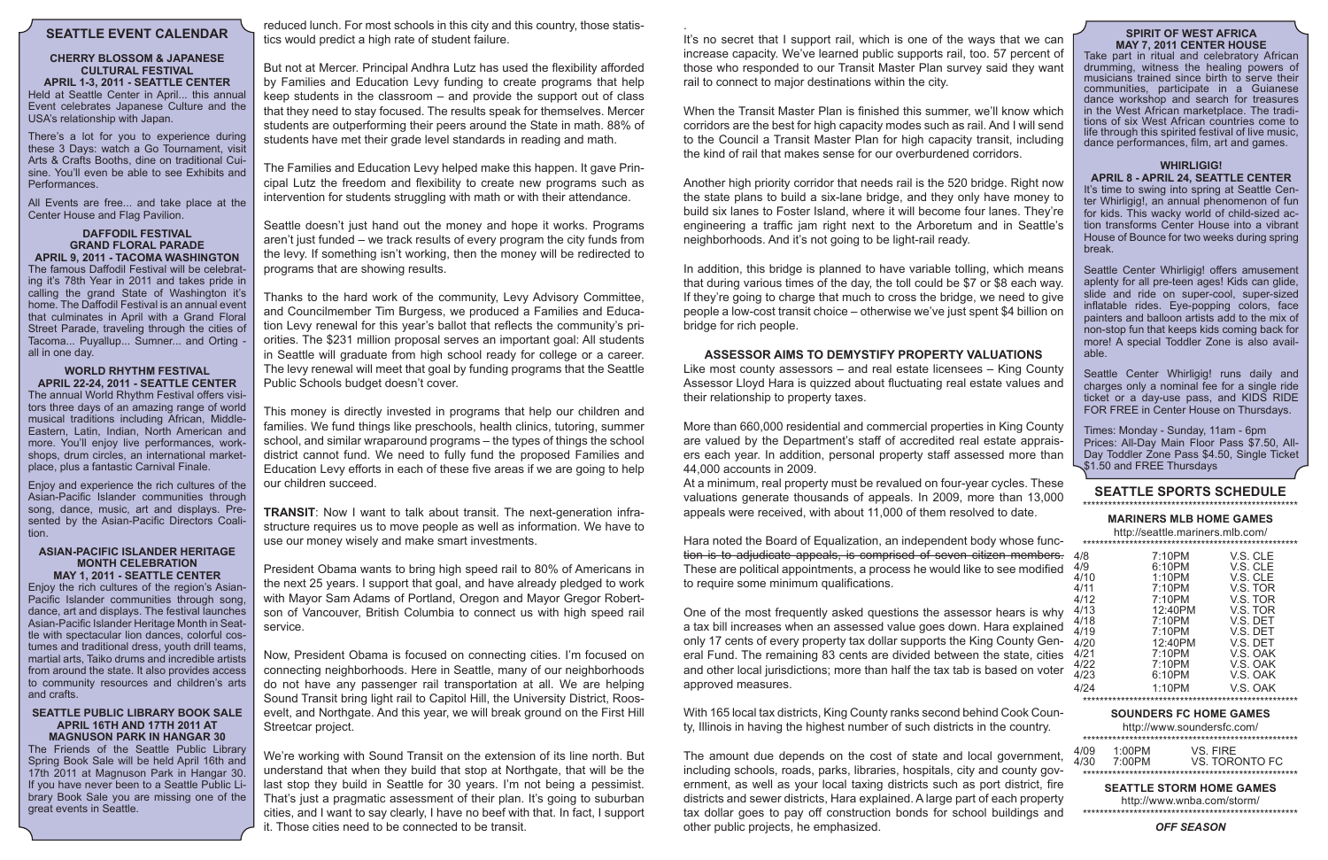## SEATTLE EVENT CALENDAR

### CHERRY BLOSSOM & JAPANESE CULTURAL FESTIVAL
### APRIL 1-3, 2011 - SEATTLE CENTER

Held at Seattle Center in April... this annual Event celebrates Japanese Culture and the USA's relationship with Japan.

There's a lot for you to experience during these 3 Days: watch a Go Tournament, visit Arts & Crafts Booths, dine on traditional Cuisine. You'll even be able to see Exhibits and Performances.

All Events are free... and take place at the Center House and Flag Pavilion.

### DAFFODIL FESTIVAL GRAND FLORAL PARADE
### APRIL 9, 2011 - TACOMA WASHINGTON

The famous Daffodil Festival will be celebrating it's 78th Year in 2011 and takes pride in calling the grand State of Washington it's home. The Daffodil Festival is an annual event that culminates in April with a Grand Floral Street Parade, traveling through the cities of Tacoma... Puyallup... Sumner... and Orting - all in one day.

### WORLD RHYTHM FESTIVAL
### APRIL 22-24, 2011 - SEATTLE CENTER

The annual World Rhythm Festival offers visitors three days of an amazing range of world musical traditions including African, Middle-Eastern, Latin, Indian, North American and more. You'll enjoy live performances, workshops, drum circles, an international marketplace, plus a fantastic Carnival Finale.

Enjoy and experience the rich cultures of the Asian-Pacific Islander communities through song, dance, music, art and displays. Presented by the Asian-Pacific Directors Coalition.

### ASIAN-PACIFIC ISLANDER HERITAGE MONTH CELEBRATION
### MAY 1, 2011 - SEATTLE CENTER

Enjoy the rich cultures of the region's Asian-Pacific Islander communities through song, dance, art and displays. The festival launches Asian-Pacific Islander Heritage Month in Seattle with spectacular lion dances, colorful costumes and traditional dress, youth drill teams, martial arts, Taiko drums and incredible artists from around the state. It also provides access to community resources and children's arts and crafts.

### SEATTLE PUBLIC LIBRARY BOOK SALE
### APRIL 16TH AND 17TH 2011 AT MAGNUSON PARK IN HANGAR 30

The Friends of the Seattle Public Library Spring Book Sale will be held April 16th and 17th 2011 at Magnuson Park in Hangar 30. If you have never been to a Seattle Public Library Book Sale you are missing one of the great events in Seattle.

---

reduced lunch. For most schools in this city and this country, those statistics would predict a high rate of student failure.

But not at Mercer. Principal Andhra Lutz has used the flexibility afforded by Families and Education Levy funding to create programs that help keep students in the classroom – and provide the support out of class that they need to stay focused. The results speak for themselves. Mercer students are outperforming their peers around the State in math. 88% of students have met their grade level standards in reading and math.

The Families and Education Levy helped make this happen. It gave Principal Lutz the freedom and flexibility to create new programs such as intervention for students struggling with math or with their attendance.

Seattle doesn't just hand out the money and hope it works. Programs aren't just funded – we track results of every program the city funds from the levy. If something isn't working, then the money will be redirected to programs that are showing results.

Thanks to the hard work of the community, Levy Advisory Committee, and Councilmember Tim Burgess, we produced a Families and Education Levy renewal for this year's ballot that reflects the community's priorities. The $231 million proposal serves an important goal: All students in Seattle will graduate from high school ready for college or a career. The levy renewal will meet that goal by funding programs that the Seattle Public Schools budget doesn't cover.

This money is directly invested in programs that help our children and families. We fund things like preschools, health clinics, tutoring, summer school, and similar wraparound programs – the types of things the school district cannot fund. We need to fully fund the proposed Families and Education Levy efforts in each of these five areas if we are going to help our children succeed.

**TRANSIT**: Now I want to talk about transit. The next-generation infrastructure requires us to move people as well as information. We have to use our money wisely and make smart investments.

President Obama wants to bring high speed rail to 80% of Americans in the next 25 years. I support that goal, and have already pledged to work with Mayor Sam Adams of Portland, Oregon and Mayor Gregor Robertson of Vancouver, British Columbia to connect us with high speed rail service.

Now, President Obama is focused on connecting cities. I'm focused on connecting neighborhoods. Here in Seattle, many of our neighborhoods do not have any passenger rail transportation at all. We are helping Sound Transit bring light rail to Capitol Hill, the University District, Roosevelt, and Northgate. And this year, we will break ground on the First Hill Streetcar project.

We're working with Sound Transit on the extension of its line north. But understand that when they build that stop at Northgate, that will be the last stop they build in Seattle for 30 years. I'm not being a pessimist. That's just a pragmatic assessment of their plan. It's going to suburban cities, and I want to say clearly, I have no beef with that. In fact, I support it. Those cities need to be connected to be transit.

It's no secret that I support rail, which is one of the ways that we can increase capacity. We've learned public supports rail, too. 57 percent of those who responded to our Transit Master Plan survey said they want rail to connect to major destinations within the city.

When the Transit Master Plan is finished this summer, we'll know which corridors are the best for high capacity modes such as rail. And I will send to the Council a Transit Master Plan for high capacity transit, including the kind of rail that makes sense for our overburdened corridors.

Another high priority corridor that needs rail is the 520 bridge. Right now the state plans to build a six-lane bridge, and they only have money to build six lanes to Foster Island, where it will become four lanes. They're engineering a traffic jam right next to the Arboretum and in Seattle's neighborhoods. And it's not going to be light-rail ready.

In addition, this bridge is planned to have variable tolling, which means that during various times of the day, the toll could be $7 or $8 each way. If they're going to charge that much to cross the bridge, we need to give people a low-cost transit choice – otherwise we've just spent $4 billion on bridge for rich people.

### ASSESSOR AIMS TO DEMYSTIFY PROPERTY VALUATIONS

Like most county assessors – and real estate licensees – King County Assessor Lloyd Hara is quizzed about fluctuating real estate values and their relationship to property taxes.

More than 660,000 residential and commercial properties in King County are valued by the Department's staff of accredited real estate appraisers each year. In addition, personal property staff assessed more than 44,000 accounts in 2009.

At a minimum, real property must be revalued on four-year cycles. These valuations generate thousands of appeals. In 2009, more than 13,000 appeals were received, with about 11,000 of them resolved to date.

Hara noted the Board of Equalization, an independent body whose function is to adjudicate appeals, is comprised of seven citizen members. These are political appointments, a process he would like to see modified to require some minimum qualifications.

One of the most frequently asked questions the assessor hears is why a tax bill increases when an assessed value goes down. Hara explained only 17 cents of every property tax dollar supports the King County General Fund. The remaining 83 cents are divided between the state, cities and other local jurisdictions; more than half the tax tab is based on voter approved measures.

With 165 local tax districts, King County ranks second behind Cook County, Illinois in having the highest number of such districts in the country.

The amount due depends on the cost of state and local government, including schools, roads, parks, libraries, hospitals, city and county government, as well as your local taxing districts such as port district, fire districts and sewer districts, Hara explained. A large part of each property tax dollar goes to pay off construction bonds for school buildings and other public projects, he emphasized.

---

### SPIRIT OF WEST AFRICA
### MAY 7, 2011 CENTER HOUSE

Take part in ritual and celebratory African drumming, witness the healing powers of musicians trained since birth to serve their communities, participate in a Guianese dance workshop and search for treasures in the West African marketplace. The traditions of six West African countries come to life through this spirited festival of live music, dance performances, film, art and games.

### WHIRLIGIG!
### APRIL 8 - APRIL 24, SEATTLE CENTER

It's time to swing into spring at Seattle Center Whirligig!, an annual phenomenon of fun for kids. This wacky world of child-sized action transforms Center House into a vibrant House of Bounce for two weeks during spring break.

Seattle Center Whirligig! offers amusement aplenty for all pre-teen ages! Kids can glide, slide and ride on super-cool, super-sized inflatable rides. Eye-popping colors, face painters and balloon artists add to the mix of non-stop fun that keeps kids coming back for more! A special Toddler Zone is also available.

Seattle Center Whirligig! runs daily and charges only a nominal fee for a single ride ticket or a day-use pass, and KIDS RIDE FOR FREE in Center House on Thursdays.

Times: Monday - Sunday, 11am - 6pm
Prices: All-Day Main Floor Pass $7.50, All-Day Toddler Zone Pass $4.50, Single Ticket $1.50 and FREE Thursdays

## SEATTLE SPORTS SCHEDULE

### MARINERS MLB HOME GAMES

http://seattle.mariners.mlb.com/

| | | |
|---|---|---|
| 4/8 | 7:10PM | V.S. CLE |
| 4/9 | 6:10PM | V.S. CLE |
| 4/10 | 1:10PM | V.S. CLE |
| 4/11 | 7:10PM | V.S. TOR |
| 4/12 | 7:10PM | V.S. TOR |
| 4/13 | 12:40PM | V.S. TOR |
| 4/18 | 7:10PM | V.S. DET |
| 4/19 | 7:10PM | V.S. DET |
| 4/20 | 12:40PM | V.S. DET |
| 4/21 | 7:10PM | V.S. OAK |
| 4/22 | 7:10PM | V.S. OAK |
| 4/23 | 6:10PM | V.S. OAK |
| 4/24 | 1:10PM | V.S. OAK |

### SOUNDERS FC HOME GAMES

http://www.soundersfc.com/

| | | |
|---|---|---|
| 4/09 | 1:00PM | VS. FIRE |
| 4/30 | 7:00PM | VS. TORONTO FC |

### SEATTLE STORM HOME GAMES

http://www.wnba.com/storm/

*OFF SEASON*